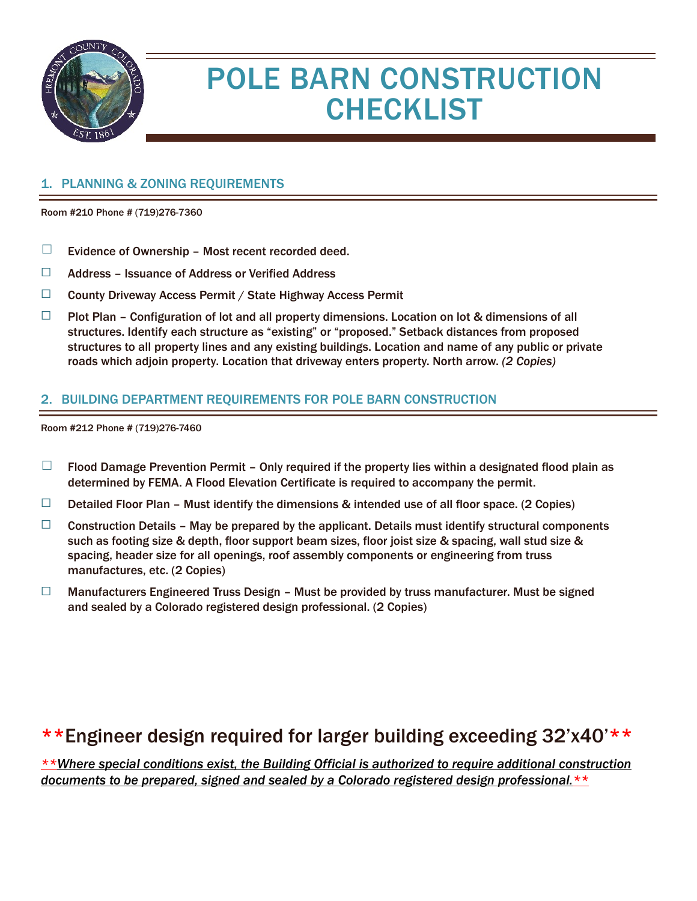# POLE BARN CONSTRUCTION CHECKLIST

## 1. PLANNING & ZONING REQUIREMENTS

Room #210 Phone # (719)276-7360

- ☐ Evidence of Ownership – Most recent recorded deed.
- ☐ Address – Issuance of Address or Verified Address
- ☐ County Driveway Access Permit / State Highway Access Permit
- ☐ Plot Plan – Configuration of lot and all property dimensions. Location on lot & dimensions of all structures. Identify each structure as "existing" or "proposed." Setback distances from proposed structures to all property lines and any existing buildings. Location and name of any public or private roads which adjoin property. Location that driveway enters property. North arrow. *(2 Copies)*

## 2. BUILDING DEPARTMENT REQUIREMENTS FOR POLE BARN CONSTRUCTION

Room #212 Phone # (719)276-7460

- ☐ Flood Damage Prevention Permit – Only required if the property lies within a designated flood plain as determined by FEMA. A Flood Elevation Certificate is required to accompany the permit.
- ☐ Detailed Floor Plan – Must identify the dimensions & intended use of all floor space. (2 Copies)
- ☐ Construction Details – May be prepared by the applicant. Details must identify structural components such as footing size & depth, floor support beam sizes, floor joist size & spacing, wall stud size & spacing, header size for all openings, roof assembly components or engineering from truss manufactures, etc. (2 Copies)
- ☐ Manufacturers Engineered Truss Design – Must be provided by truss manufacturer. Must be signed and sealed by a Colorado registered design professional. (2 Copies)

**Engineer design required for larger building exceeding 32'x40'**

***Where special conditions exist, the Building Official is authorized to require additional construction documents to be prepared, signed and sealed by a Colorado registered design professional.***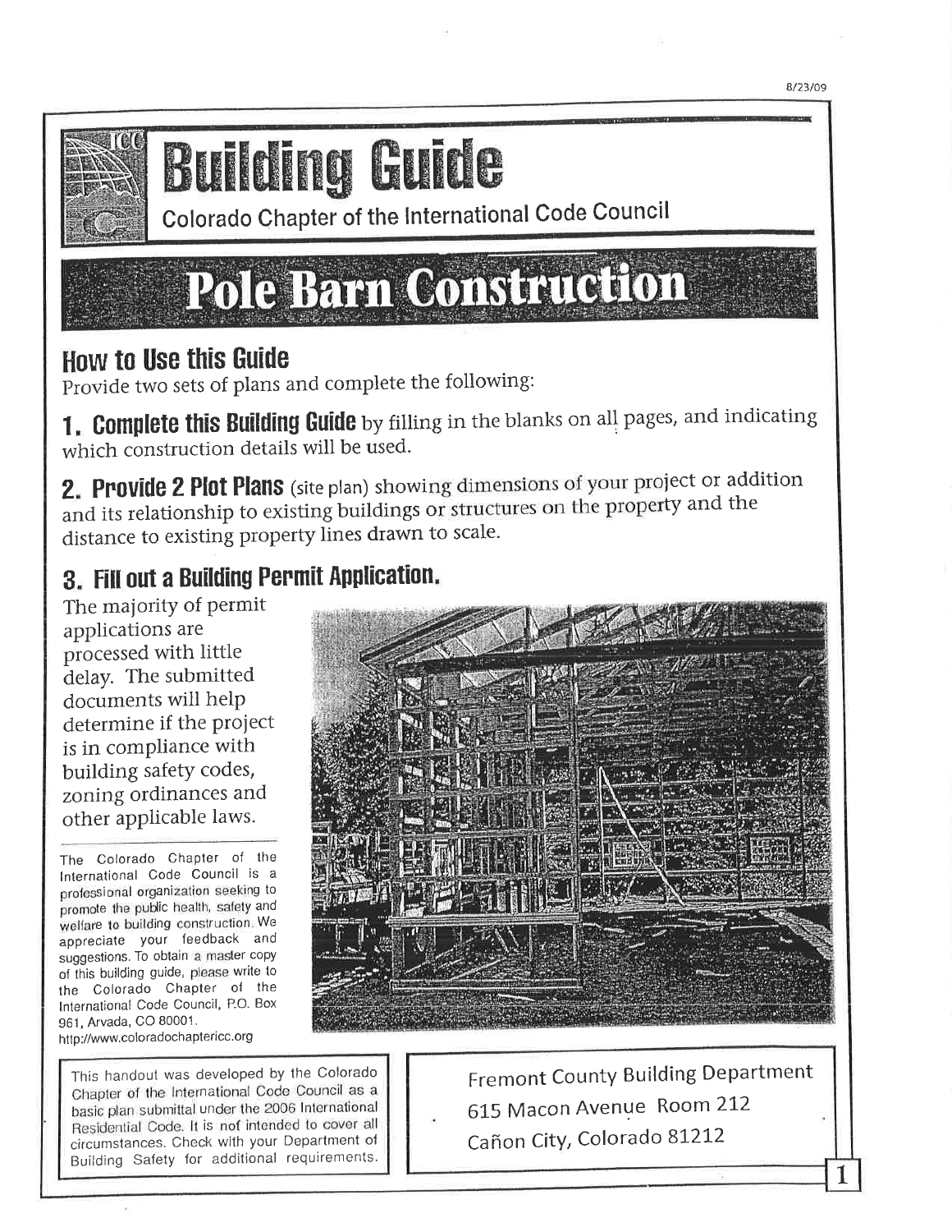8/23/09

# Building Guide

Colorado Chapter of the International Code Council

# Pole Barn Construction

## How to Use this Guide

Provide two sets of plans and complete the following:

**1. Complete this Building Guide** by filling in the blanks on all pages, and indicating which construction details will be used.

**2. Provide 2 Plot Plans** (site plan) showing dimensions of your project or addition and its relationship to existing buildings or structures on the property and the distance to existing property lines drawn to scale.

**3. Fill out a Building Permit Application.**

The majority of permit applications are processed with little delay. The submitted documents will help determine if the project is in compliance with building safety codes, zoning ordinances and other applicable laws.

The Colorado Chapter of the International Code Council is a professional organization seeking to promote the public health, safety and welfare to building construction. We appreciate your feedback and suggestions. To obtain a master copy of this building guide, please write to the Colorado Chapter of the International Code Council, P.O. Box 961, Arvada, CO 80001. http://www.coloradochaptericc.org

This handout was developed by the Colorado Chapter of the International Code Council as a basic plan submittal under the 2006 International Residential Code. It is not intended to cover all circumstances. Check with your Department of Building Safety for additional requirements.

Fremont County Building Department
615 Macon Avenue Room 212
Cañon City, Colorado 81212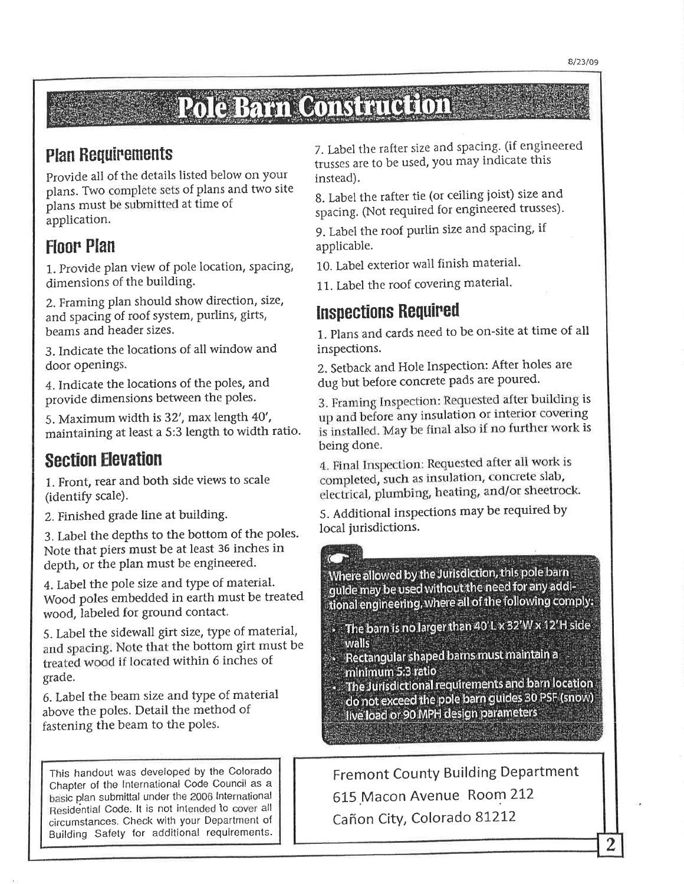8/23/09

# Pole Barn Construction

## Plan Requirements

Provide all of the details listed below on your plans. Two complete sets of plans and two site plans must be submitted at time of application.

## Floor Plan

1. Provide plan view of pole location, spacing, dimensions of the building.
2. Framing plan should show direction, size, and spacing of roof system, purlins, girts, beams and header sizes.
3. Indicate the locations of all window and door openings.
4. Indicate the locations of the poles, and provide dimensions between the poles.
5. Maximum width is 32', max length 40', maintaining at least a 5:3 length to width ratio.

## Section Elevation

1. Front, rear and both side views to scale (identify scale).
2. Finished grade line at building.
3. Label the depths to the bottom of the poles. Note that piers must be at least 36 inches in depth, or the plan must be engineered.
4. Label the pole size and type of material. Wood poles embedded in earth must be treated wood, labeled for ground contact.
5. Label the sidewall girt size, type of material, and spacing. Note that the bottom girt must be treated wood if located within 6 inches of grade.
6. Label the beam size and type of material above the poles. Detail the method of fastening the beam to the poles.
7. Label the rafter size and spacing. (if engineered trusses are to be used, you may indicate this instead).
8. Label the rafter tie (or ceiling joist) size and spacing. (Not required for engineered trusses).
9. Label the roof purlin size and spacing, if applicable.
10. Label exterior wall finish material.
11. Label the roof covering material.

## Inspections Required

1. Plans and cards need to be on-site at time of all inspections.
2. Setback and Hole Inspection: After holes are dug but before concrete pads are poured.
3. Framing Inspection: Requested after building is up and before any insulation or interior covering is installed. May be final also if no further work is being done.
4. Final Inspection: Requested after all work is completed, such as insulation, concrete slab, electrical, plumbing, heating, and/or sheetrock.
5. Additional inspections may be required by local jurisdictions.

Where allowed by the Jurisdiction, this pole barn guide may be used without the need for any additional engineering, where all of the following comply:

- The barn is no larger than 40'L x 32'W x 12'H side walls
- Rectangular shaped barns must maintain a minimum 5:3 ratio
- The Jurisdictional requirements and barn location do not exceed the pole barn guides 30 PSF (snow) live load or 90 MPH design parameters

This handout was developed by the Colorado Chapter of the International Code Council as a basic plan submittal under the 2006 International Residential Code. It is not intended to cover all circumstances. Check with your Department of Building Safety for additional requirements.

Fremont County Building Department
615 Macon Avenue Room 212
Cañon City, Colorado 81212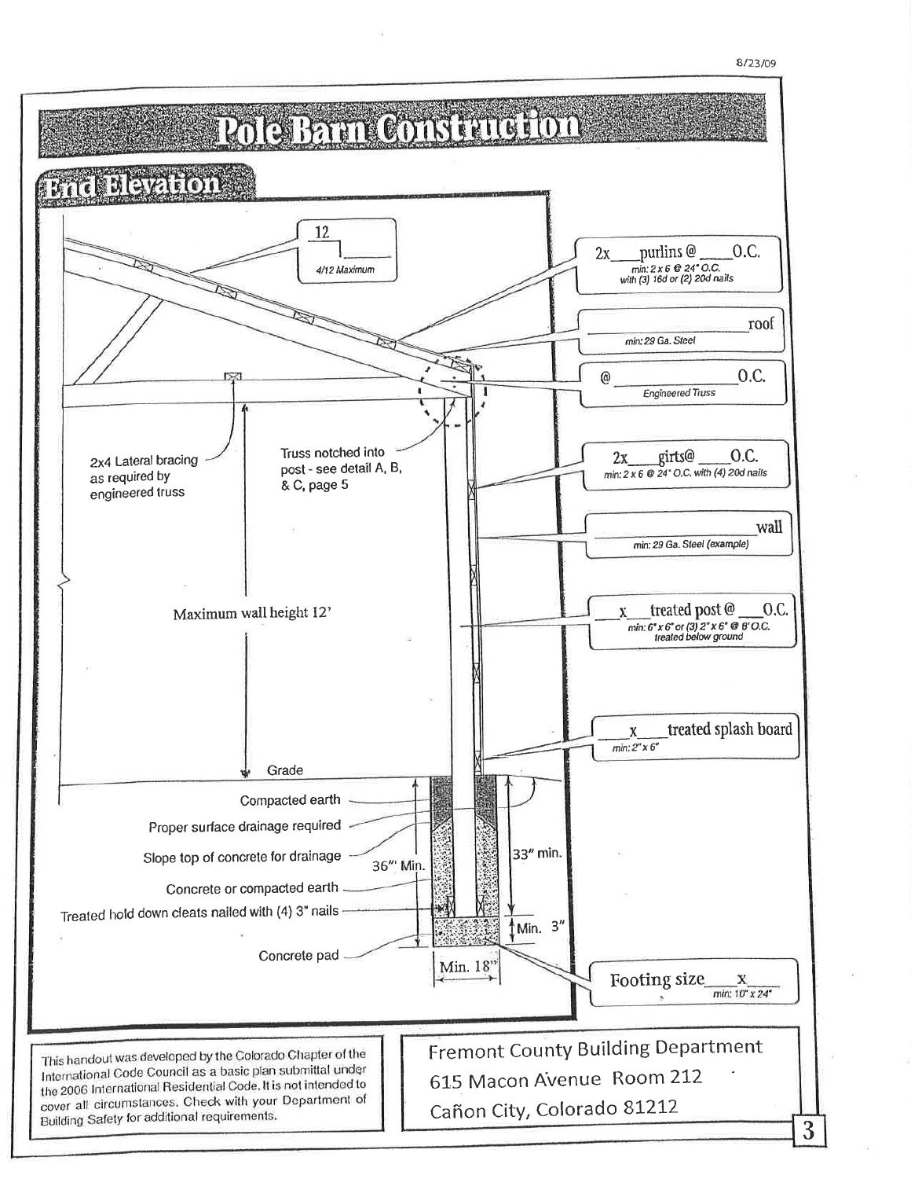# Pole Barn Construction

## End Elevation

12
___ 
4/12 Maximum

2x___purlins @ ___O.C.
min: 2 x 6 @ 24" O.C. with (3) 16d or (2) 20d nails

___roof
min: 29 Ga. Steel

@ ___O.C.
Engineered Truss

2x4 Lateral bracing as required by engineered truss

Truss notched into post - see detail A, B, & C, page 5

2x___girts@ ___O.C.
min: 2 x 6 @ 24" O.C. with (4) 20d nails

___wall
min: 29 Ga. Steel (example)

Maximum wall height 12'

___x___treated post @ ___O.C.
min: 6" x 6" or (3) 2" x 6" @ 8' O.C. treated below ground

___x___treated splash board
min: 2" x 6"

Grade

Compacted earth

Proper surface drainage required

Slope top of concrete for drainage

36" Min.

33" min.

Concrete or compacted earth

Treated hold down cleats nailed with (4) 3" nails

Min. 3"

Concrete pad

Min. 18"

Footing size___x___
min: 10" x 24"

This handout was developed by the Colorado Chapter of the International Code Council as a basic plan submittal under the 2006 International Residential Code. It is not intended to cover all circumstances. Check with your Department of Building Safety for additional requirements.

Fremont County Building Department
615 Macon Avenue Room 212
Cañon City, Colorado 81212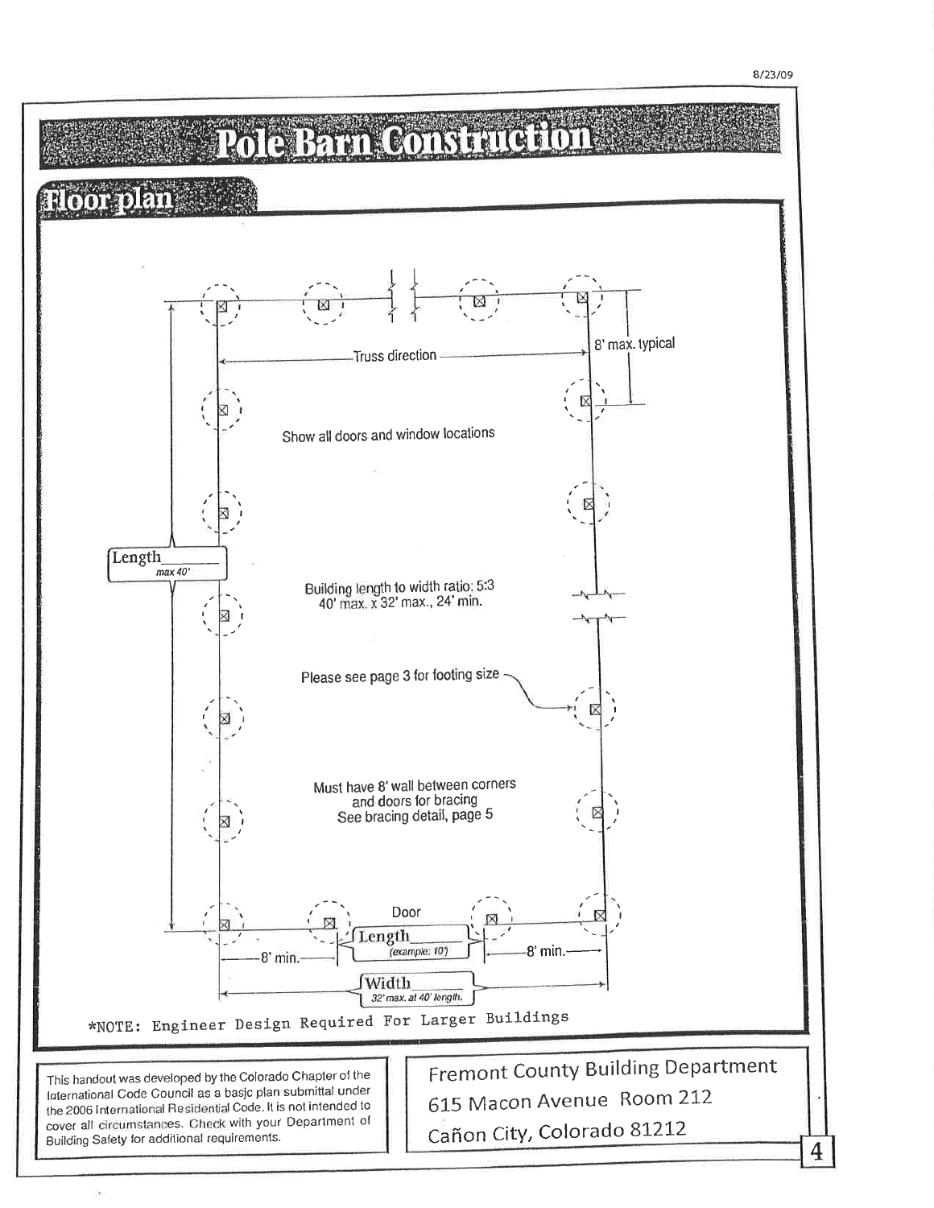8/23/09

# Pole Barn Construction

## Floor plan

8' max. typical

Truss direction

Show all doors and window locations

Length ______ *max 40'*

Building length to width ratio: 5:3
40' max. x 32' max., 24' min.

Please see page 3 for footing size

Must have 8' wall between corners
and doors for bracing
See bracing detail, page 5

Door

Length ______ *(example: 10')*

8' min.

8' min.

Width ______ *32' max. at 40' length.*

*NOTE: Engineer Design Required For Larger Buildings

This handout was developed by the Colorado Chapter of the International Code Council as a basic plan submittal under the 2006 International Residential Code. It is not intended to cover all circumstances. Check with your Department of Building Safety for additional requirements.

Fremont County Building Department
615 Macon Avenue Room 212
Cañon City, Colorado 81212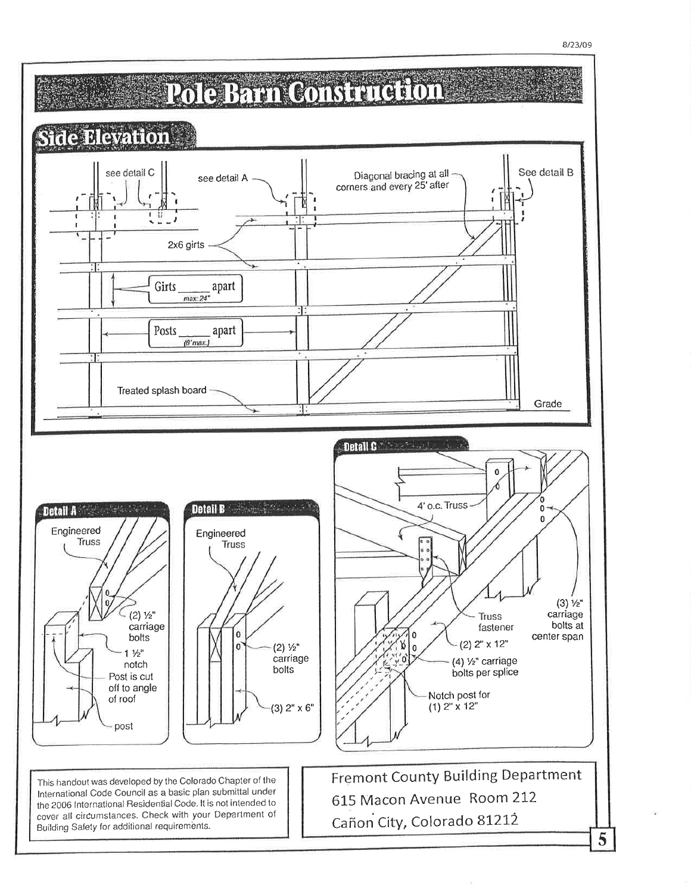# Pole Barn Construction

## Side Elevation

see detail C

see detail A

Diagonal bracing at all corners and every 25' after

See detail B

2x6 girts

Girts _____ apart
max: 24"

Posts _____ apart
(8' max.)

Treated splash board

Grade

## Detail A

Engineered Truss

(2) ½" carriage bolts

1 ½" notch

Post is cut off to angle of roof

post

## Detail B

Engineered Truss

(2) ½" carriage bolts

(3) 2" x 6"

## Detail C

4' o.c. Truss

(3) ½" carriage bolts at center span

Truss fastener

(2) 2" x 12"

(4) ½" carriage bolts per splice

Notch post for (1) 2" x 12"

This handout was developed by the Colorado Chapter of the International Code Council as a basic plan submittal under the 2006 International Residential Code. It is not intended to cover all circumstances. Check with your Department of Building Safety for additional requirements.

Fremont County Building Department
615 Macon Avenue Room 212
Cañon City, Colorado 81212